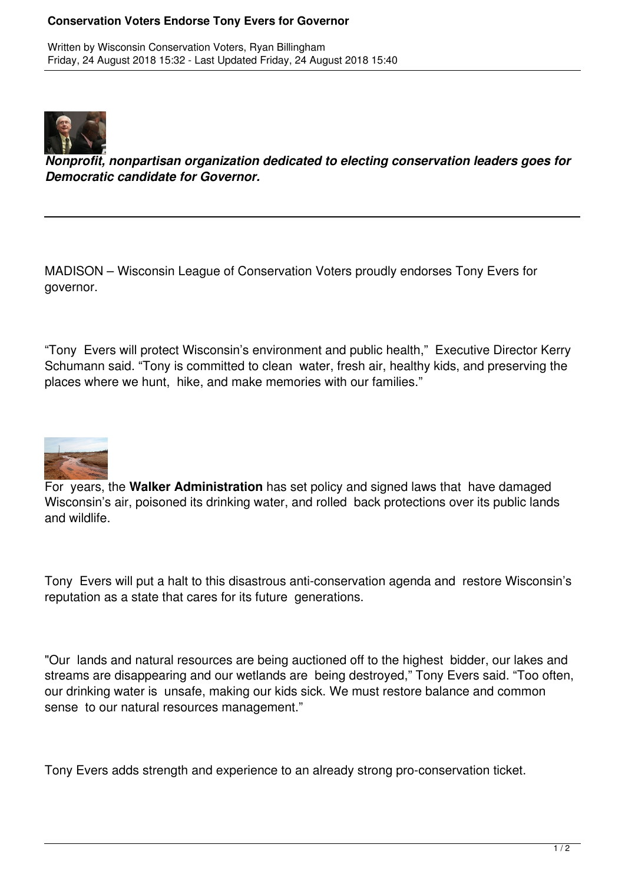# Conservation Voters Endorse Tony Evers for Governor

Written by Wisconsin Conservation Voters, Ryan Billingham
Friday, 24 August 2018 15:32 - Last Updated Friday, 24 August 2018 15:40

***Nonprofit, nonpartisan organization dedicated to electing conservation leaders goes for Democratic candidate for Governor.***

---

MADISON – Wisconsin League of Conservation Voters proudly endorses Tony Evers for governor.

"Tony Evers will protect Wisconsin's environment and public health," Executive Director Kerry Schumann said. "Tony is committed to clean water, fresh air, healthy kids, and preserving the places where we hunt, hike, and make memories with our families."

For years, the **Walker Administration** has set policy and signed laws that have damaged Wisconsin's air, poisoned its drinking water, and rolled back protections over its public lands and wildlife.

Tony Evers will put a halt to this disastrous anti-conservation agenda and restore Wisconsin's reputation as a state that cares for its future generations.

"Our lands and natural resources are being auctioned off to the highest bidder, our lakes and streams are disappearing and our wetlands are being destroyed," Tony Evers said. "Too often, our drinking water is unsafe, making our kids sick. We must restore balance and common sense to our natural resources management."

Tony Evers adds strength and experience to an already strong pro-conservation ticket.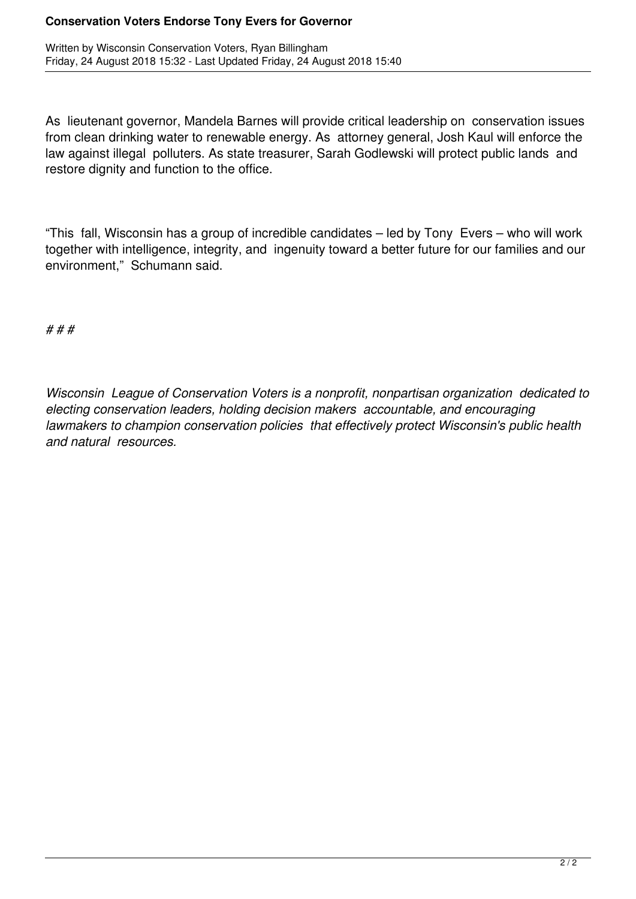As lieutenant governor, Mandela Barnes will provide critical leadership on conservation issues from clean drinking water to renewable energy. As attorney general, Josh Kaul will enforce the law against illegal polluters. As state treasurer, Sarah Godlewski will protect public lands and restore dignity and function to the office.

“This fall, Wisconsin has a group of incredible candidates – led by Tony Evers – who will work together with intelligence, integrity, and ingenuity toward a better future for our families and our environment,” Schumann said.

*# # #*

*Wisconsin League of Conservation Voters is a nonprofit, nonpartisan organization dedicated to electing conservation leaders, holding decision makers accountable, and encouraging lawmakers to champion conservation policies that effectively protect Wisconsin's public health and natural resources.*